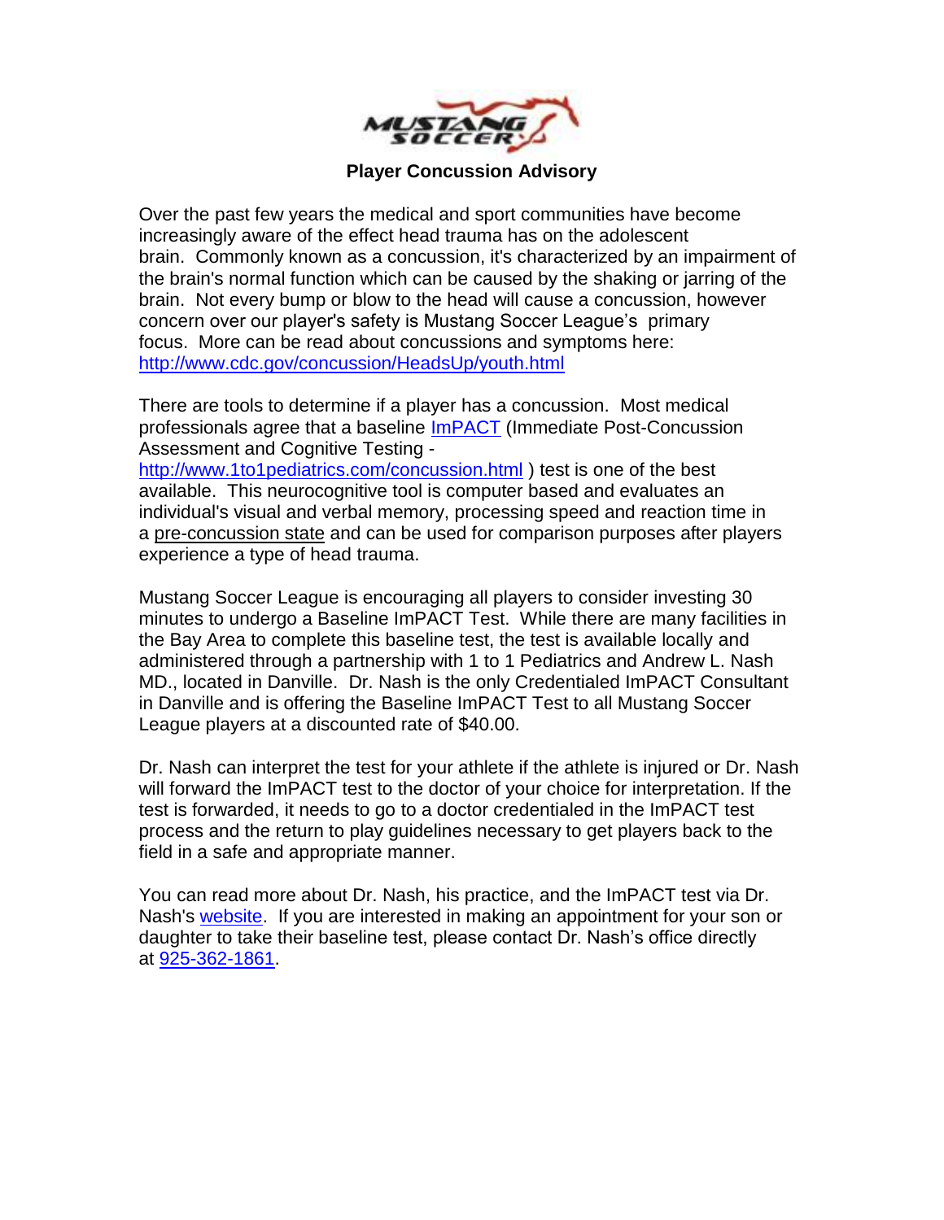# Player Concussion Advisory

Over the past few years the medical and sport communities have become increasingly aware of the effect head trauma has on the adolescent brain. Commonly known as a concussion, it's characterized by an impairment of the brain's normal function which can be caused by the shaking or jarring of the brain. Not every bump or blow to the head will cause a concussion, however concern over our player's safety is Mustang Soccer League's primary focus. More can be read about concussions and symptoms here: [http://www.cdc.gov/concussion/HeadsUp/youth.html](http://www.cdc.gov/concussion/HeadsUp/youth.html)

There are tools to determine if a player has a concussion. Most medical professionals agree that a baseline [ImPACT](http://www.1to1pediatrics.com/concussion.html) (Immediate Post-Concussion Assessment and Cognitive Testing - [http://www.1to1pediatrics.com/concussion.html](http://www.1to1pediatrics.com/concussion.html) ) test is one of the best available. This neurocognitive tool is computer based and evaluates an individual's visual and verbal memory, processing speed and reaction time in a pre-concussion state and can be used for comparison purposes after players experience a type of head trauma.

Mustang Soccer League is encouraging all players to consider investing 30 minutes to undergo a Baseline ImPACT Test. While there are many facilities in the Bay Area to complete this baseline test, the test is available locally and administered through a partnership with 1 to 1 Pediatrics and Andrew L. Nash MD., located in Danville. Dr. Nash is the only Credentialed ImPACT Consultant in Danville and is offering the Baseline ImPACT Test to all Mustang Soccer League players at a discounted rate of $40.00.

Dr. Nash can interpret the test for your athlete if the athlete is injured or Dr. Nash will forward the ImPACT test to the doctor of your choice for interpretation. If the test is forwarded, it needs to go to a doctor credentialed in the ImPACT test process and the return to play guidelines necessary to get players back to the field in a safe and appropriate manner.

You can read more about Dr. Nash, his practice, and the ImPACT test via Dr. Nash's website. If you are interested in making an appointment for your son or daughter to take their baseline test, please contact Dr. Nash's office directly at 925-362-1861.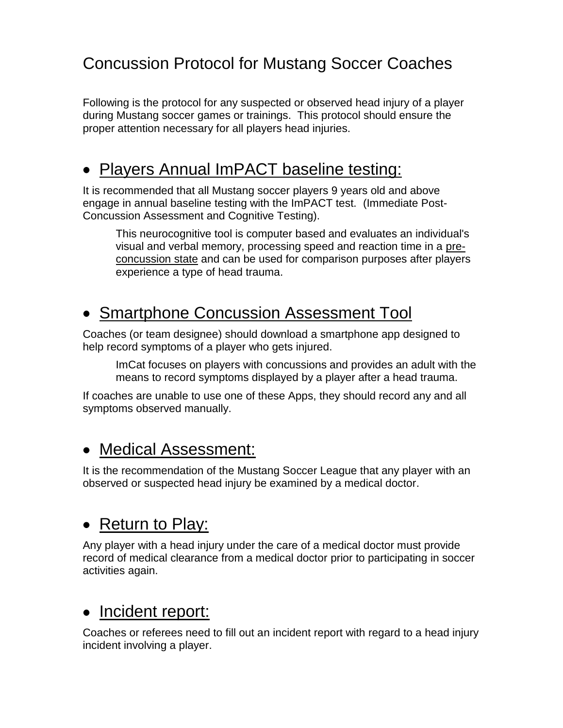# Concussion Protocol for Mustang Soccer Coaches

Following is the protocol for any suspected or observed head injury of a player during Mustang soccer games or trainings. This protocol should ensure the proper attention necessary for all players head injuries.

## • Players Annual ImPACT baseline testing:

It is recommended that all Mustang soccer players 9 years old and above engage in annual baseline testing with the ImPACT test. (Immediate Post-Concussion Assessment and Cognitive Testing).

> This neurocognitive tool is computer based and evaluates an individual's visual and verbal memory, processing speed and reaction time in a pre-concussion state and can be used for comparison purposes after players experience a type of head trauma.

## • Smartphone Concussion Assessment Tool

Coaches (or team designee) should download a smartphone app designed to help record symptoms of a player who gets injured.

> ImCat focuses on players with concussions and provides an adult with the means to record symptoms displayed by a player after a head trauma.

If coaches are unable to use one of these Apps, they should record any and all symptoms observed manually.

## • Medical Assessment:

It is the recommendation of the Mustang Soccer League that any player with an observed or suspected head injury be examined by a medical doctor.

## • Return to Play:

Any player with a head injury under the care of a medical doctor must provide record of medical clearance from a medical doctor prior to participating in soccer activities again.

## • Incident report:

Coaches or referees need to fill out an incident report with regard to a head injury incident involving a player.